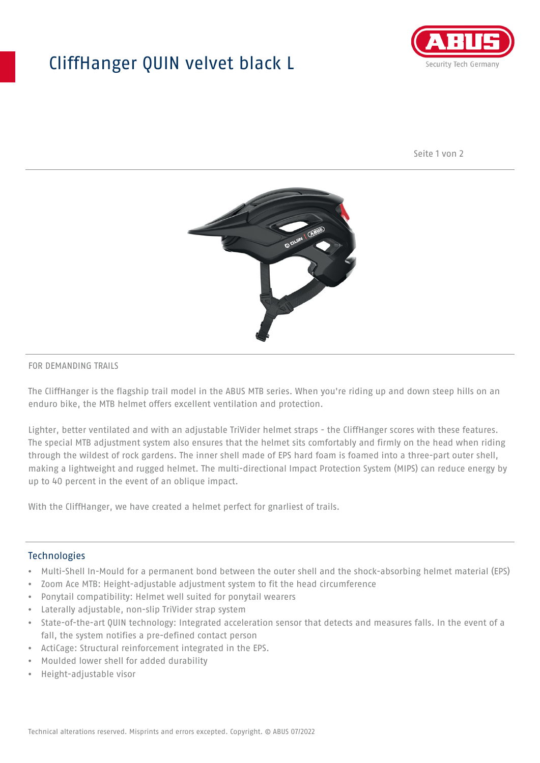# CliffHanger QUIN velvet black L

FOR DEMANDING TRAILS

The CliffHanger is the flagship trail model in the ABUS MTB series. When you're riding up and down steep hills on an enduro bike, the MTB helmet offers excellent ventilation and protection.

Lighter, better ventilated and with an adjustable TriVider helmet straps - the CliffHanger scores with these features. The special MTB adjustment system also ensures that the helmet sits comfortably and firmly on the head when riding through the wildest of rock gardens. The inner shell made of EPS hard foam is foamed into a three-part outer shell, making a lightweight and rugged helmet. The multi-directional Impact Protection System (MIPS) can reduce energy by up to 40 percent in the event of an oblique impact.

With the CliffHanger, we have created a helmet perfect for gnarliest of trails.

## Technologies

- Multi-Shell In-Mould for a permanent bond between the outer shell and the shock-absorbing helmet material (EPS)
- Zoom Ace MTB: Height-adjustable adjustment system to fit the head circumference
- Ponytail compatibility: Helmet well suited for ponytail wearers
- Laterally adjustable, non-slip TriVider strap system
- State-of-the-art QUIN technology: Integrated acceleration sensor that detects and measures falls. In the event of a fall, the system notifies a pre-defined contact person
- ActiCage: Structural reinforcement integrated in the EPS.
- Moulded lower shell for added durability
- Height-adjustable visor

Technical alterations reserved. Misprints and errors excepted. Copyright. © ABUS 07/2022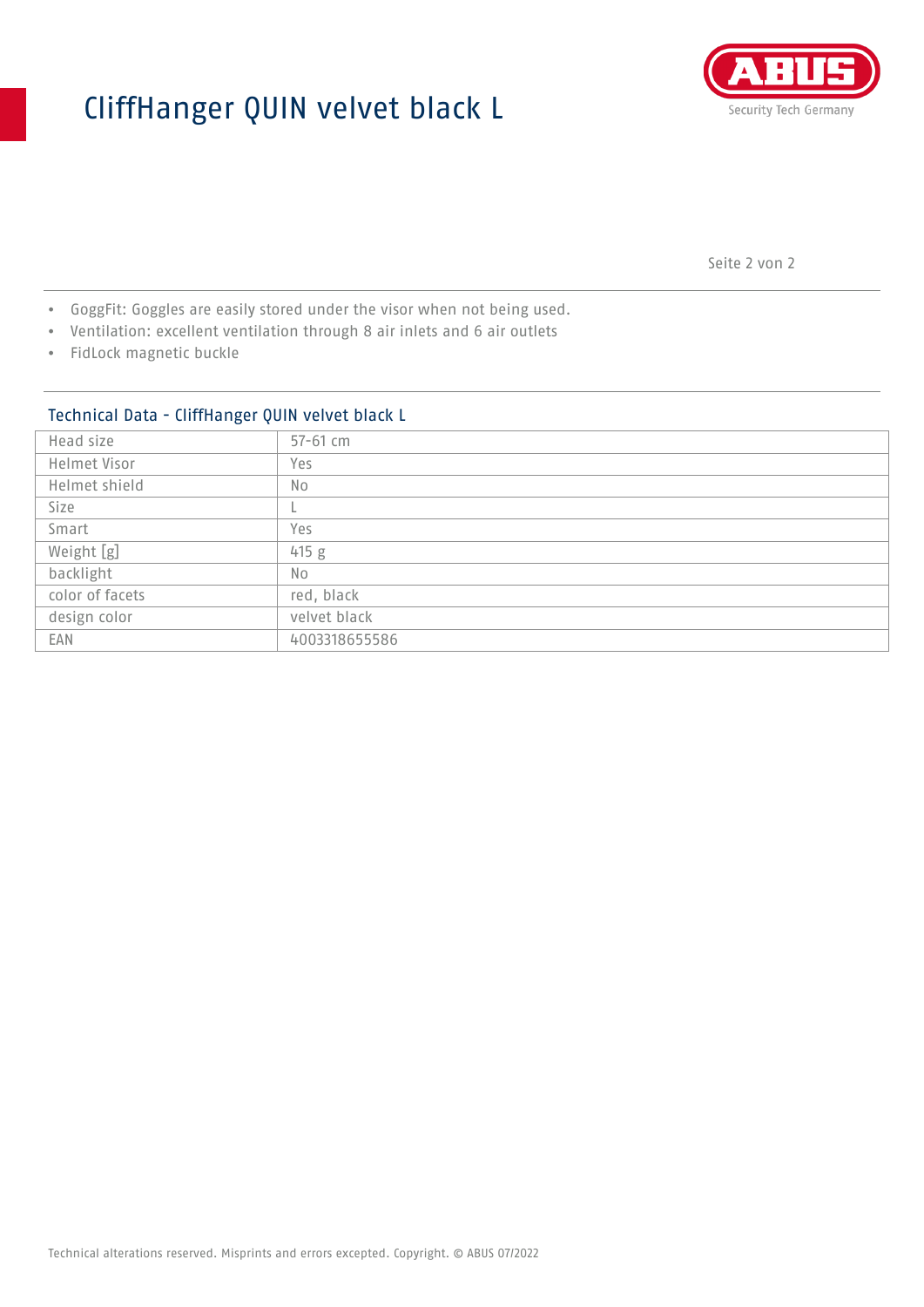- GoggFit: Goggles are easily stored under the visor when not being used.
- Ventilation: excellent ventilation through 8 air inlets and 6 air outlets
- FidLock magnetic buckle

## Technical Data - CliffHanger QUIN velvet black L

| | |
|---|---|
| Head size | 57-61 cm |
| Helmet Visor | Yes |
| Helmet shield | No |
| Size | L |
| Smart | Yes |
| Weight [g] | 415 g |
| backlight | No |
| color of facets | red, black |
| design color | velvet black |
| EAN | 4003318655586 |

Technical alterations reserved. Misprints and errors excepted. Copyright. © ABUS 07/2022